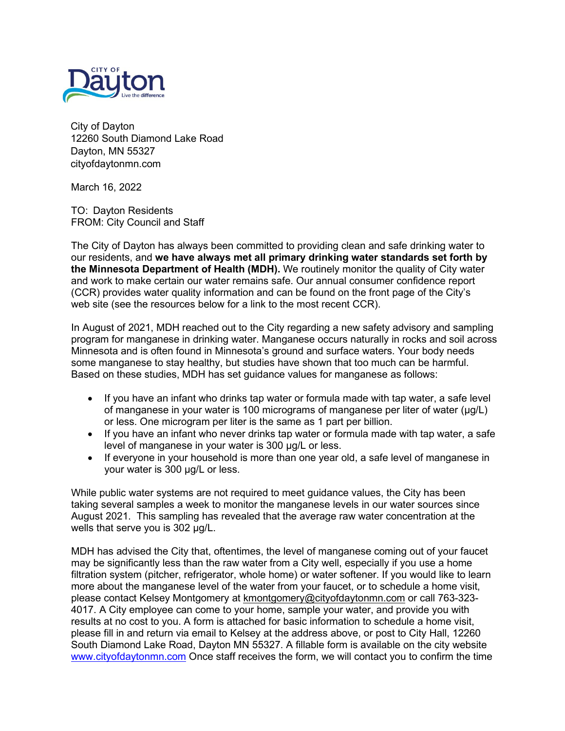City of Dayton
12260 South Diamond Lake Road
Dayton, MN 55327
cityofdaytonmn.com

March 16, 2022

TO: Dayton Residents
FROM: City Council and Staff

The City of Dayton has always been committed to providing clean and safe drinking water to our residents, and **we have always met all primary drinking water standards set forth by the Minnesota Department of Health (MDH).** We routinely monitor the quality of City water and work to make certain our water remains safe. Our annual consumer confidence report (CCR) provides water quality information and can be found on the front page of the City's web site (see the resources below for a link to the most recent CCR).

In August of 2021, MDH reached out to the City regarding a new safety advisory and sampling program for manganese in drinking water. Manganese occurs naturally in rocks and soil across Minnesota and is often found in Minnesota's ground and surface waters. Your body needs some manganese to stay healthy, but studies have shown that too much can be harmful. Based on these studies, MDH has set guidance values for manganese as follows:

- If you have an infant who drinks tap water or formula made with tap water, a safe level of manganese in your water is 100 micrograms of manganese per liter of water (µg/L) or less. One microgram per liter is the same as 1 part per billion.
- If you have an infant who never drinks tap water or formula made with tap water, a safe level of manganese in your water is 300 µg/L or less.
- If everyone in your household is more than one year old, a safe level of manganese in your water is 300 µg/L or less.

While public water systems are not required to meet guidance values, the City has been taking several samples a week to monitor the manganese levels in our water sources since August 2021. This sampling has revealed that the average raw water concentration at the wells that serve you is 302 µg/L.

MDH has advised the City that, oftentimes, the level of manganese coming out of your faucet may be significantly less than the raw water from a City well, especially if you use a home filtration system (pitcher, refrigerator, whole home) or water softener. If you would like to learn more about the manganese level of the water from your faucet, or to schedule a home visit, please contact Kelsey Montgomery at kmontgomery@cityofdaytonmn.com or call 763-323-4017. A City employee can come to your home, sample your water, and provide you with results at no cost to you. A form is attached for basic information to schedule a home visit, please fill in and return via email to Kelsey at the address above, or post to City Hall, 12260 South Diamond Lake Road, Dayton MN 55327. A fillable form is available on the city website www.cityofdaytonmn.com Once staff receives the form, we will contact you to confirm the time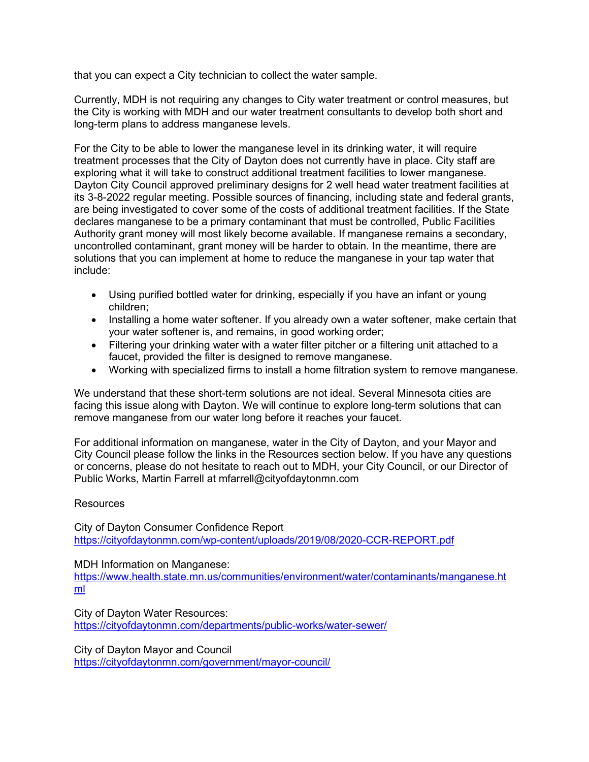that you can expect a City technician to collect the water sample.

Currently, MDH is not requiring any changes to City water treatment or control measures, but the City is working with MDH and our water treatment consultants to develop both short and long-term plans to address manganese levels.

For the City to be able to lower the manganese level in its drinking water, it will require treatment processes that the City of Dayton does not currently have in place. City staff are exploring what it will take to construct additional treatment facilities to lower manganese. Dayton City Council approved preliminary designs for 2 well head water treatment facilities at its 3-8-2022 regular meeting. Possible sources of financing, including state and federal grants, are being investigated to cover some of the costs of additional treatment facilities. If the State declares manganese to be a primary contaminant that must be controlled, Public Facilities Authority grant money will most likely become available. If manganese remains a secondary, uncontrolled contaminant, grant money will be harder to obtain. In the meantime, there are solutions that you can implement at home to reduce the manganese in your tap water that include:

- Using purified bottled water for drinking, especially if you have an infant or young children;
- Installing a home water softener. If you already own a water softener, make certain that your water softener is, and remains, in good working order;
- Filtering your drinking water with a water filter pitcher or a filtering unit attached to a faucet, provided the filter is designed to remove manganese.
- Working with specialized firms to install a home filtration system to remove manganese.

We understand that these short-term solutions are not ideal. Several Minnesota cities are facing this issue along with Dayton. We will continue to explore long-term solutions that can remove manganese from our water long before it reaches your faucet.

For additional information on manganese, water in the City of Dayton, and your Mayor and City Council please follow the links in the Resources section below. If you have any questions or concerns, please do not hesitate to reach out to MDH, your City Council, or our Director of Public Works, Martin Farrell at mfarrell@cityofdaytonmn.com

Resources

City of Dayton Consumer Confidence Report
https://cityofdaytonmn.com/wp-content/uploads/2019/08/2020-CCR-REPORT.pdf

MDH Information on Manganese:
https://www.health.state.mn.us/communities/environment/water/contaminants/manganese.html

City of Dayton Water Resources:
https://cityofdaytonmn.com/departments/public-works/water-sewer/

City of Dayton Mayor and Council
https://cityofdaytonmn.com/government/mayor-council/